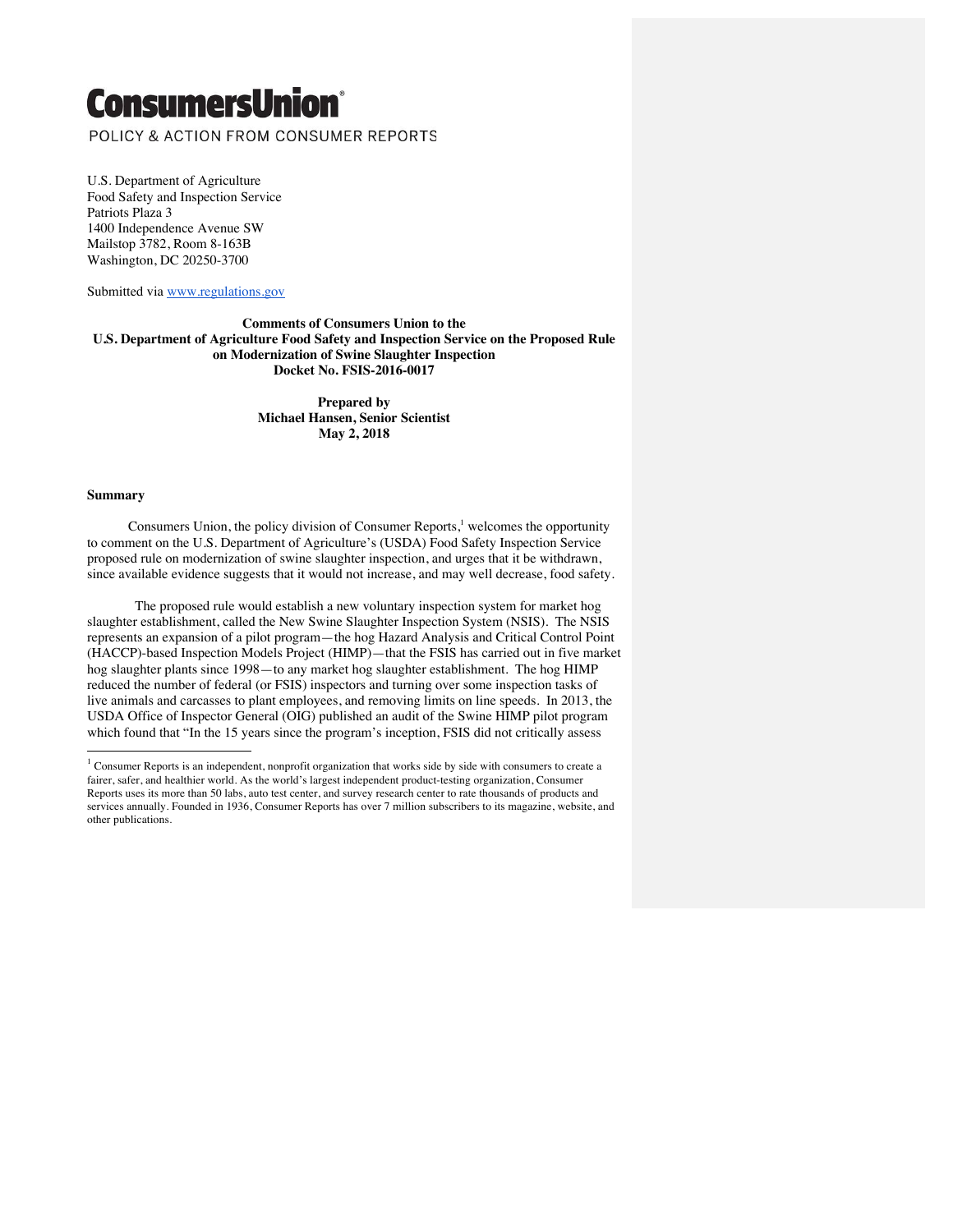# ConsumersUnion®

POLICY & ACTION FROM CONSUMER REPORTS

U.S. Department of Agriculture
Food Safety and Inspection Service
Patriots Plaza 3
1400 Independence Avenue SW
Mailstop 3782, Room 8-163B
Washington, DC 20250-3700

Submitted via www.regulations.gov

**Comments of Consumers Union to the**
**U.S. Department of Agriculture Food Safety and Inspection Service on the Proposed Rule on Modernization of Swine Slaughter Inspection**
**Docket No. FSIS-2016-0017**

**Prepared by**
**Michael Hansen, Senior Scientist**
**May 2, 2018**

## Summary

Consumers Union, the policy division of Consumer Reports,[1] welcomes the opportunity to comment on the U.S. Department of Agriculture's (USDA) Food Safety Inspection Service proposed rule on modernization of swine slaughter inspection, and urges that it be withdrawn, since available evidence suggests that it would not increase, and may well decrease, food safety.

The proposed rule would establish a new voluntary inspection system for market hog slaughter establishment, called the New Swine Slaughter Inspection System (NSIS). The NSIS represents an expansion of a pilot program—the hog Hazard Analysis and Critical Control Point (HACCP)-based Inspection Models Project (HIMP)—that the FSIS has carried out in five market hog slaughter plants since 1998—to any market hog slaughter establishment. The hog HIMP reduced the number of federal (or FSIS) inspectors and turning over some inspection tasks of live animals and carcasses to plant employees, and removing limits on line speeds. In 2013, the USDA Office of Inspector General (OIG) published an audit of the Swine HIMP pilot program which found that "In the 15 years since the program's inception, FSIS did not critically assess

[1] Consumer Reports is an independent, nonprofit organization that works side by side with consumers to create a fairer, safer, and healthier world. As the world's largest independent product-testing organization, Consumer Reports uses its more than 50 labs, auto test center, and survey research center to rate thousands of products and services annually. Founded in 1936, Consumer Reports has over 7 million subscribers to its magazine, website, and other publications.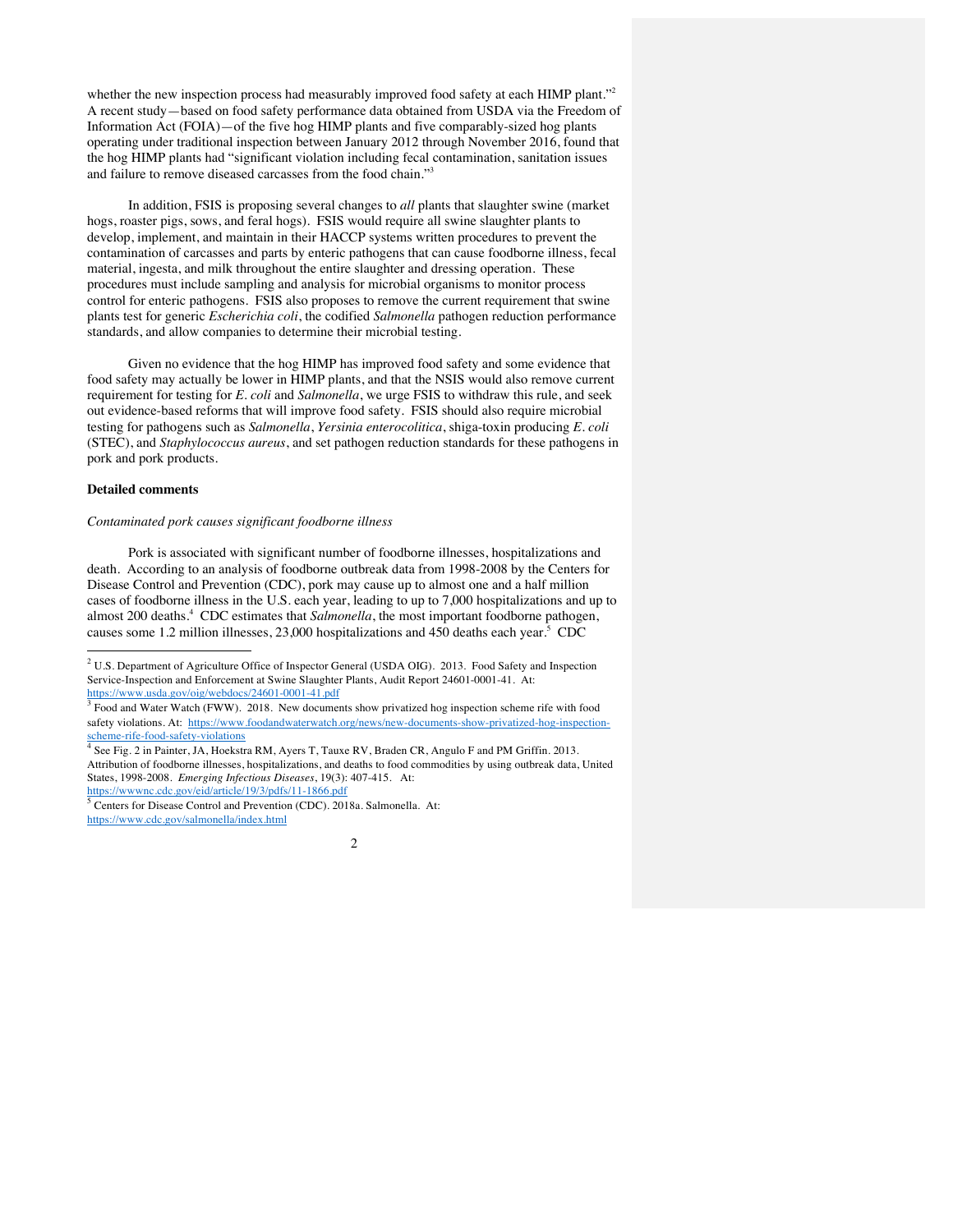whether the new inspection process had measurably improved food safety at each HIMP plant."[2] A recent study—based on food safety performance data obtained from USDA via the Freedom of Information Act (FOIA)—of the five hog HIMP plants and five comparably-sized hog plants operating under traditional inspection between January 2012 through November 2016, found that the hog HIMP plants had "significant violation including fecal contamination, sanitation issues and failure to remove diseased carcasses from the food chain."[3]

In addition, FSIS is proposing several changes to *all* plants that slaughter swine (market hogs, roaster pigs, sows, and feral hogs). FSIS would require all swine slaughter plants to develop, implement, and maintain in their HACCP systems written procedures to prevent the contamination of carcasses and parts by enteric pathogens that can cause foodborne illness, fecal material, ingesta, and milk throughout the entire slaughter and dressing operation. These procedures must include sampling and analysis for microbial organisms to monitor process control for enteric pathogens. FSIS also proposes to remove the current requirement that swine plants test for generic *Escherichia coli*, the codified *Salmonella* pathogen reduction performance standards, and allow companies to determine their microbial testing.

Given no evidence that the hog HIMP has improved food safety and some evidence that food safety may actually be lower in HIMP plants, and that the NSIS would also remove current requirement for testing for *E. coli* and *Salmonella*, we urge FSIS to withdraw this rule, and seek out evidence-based reforms that will improve food safety. FSIS should also require microbial testing for pathogens such as *Salmonella*, *Yersinia enterocolitica*, shiga-toxin producing *E. coli* (STEC), and *Staphylococcus aureus*, and set pathogen reduction standards for these pathogens in pork and pork products.

**Detailed comments**

*Contaminated pork causes significant foodborne illness*

Pork is associated with significant number of foodborne illnesses, hospitalizations and death. According to an analysis of foodborne outbreak data from 1998-2008 by the Centers for Disease Control and Prevention (CDC), pork may cause up to almost one and a half million cases of foodborne illness in the U.S. each year, leading to up to 7,000 hospitalizations and up to almost 200 deaths.[4] CDC estimates that *Salmonella*, the most important foodborne pathogen, causes some 1.2 million illnesses, 23,000 hospitalizations and 450 deaths each year.[5] CDC

---

[2] U.S. Department of Agriculture Office of Inspector General (USDA OIG). 2013. Food Safety and Inspection Service-Inspection and Enforcement at Swine Slaughter Plants, Audit Report 24601-0001-41. At: https://www.usda.gov/oig/webdocs/24601-0001-41.pdf

[3] Food and Water Watch (FWW). 2018. New documents show privatized hog inspection scheme rife with food safety violations. At: https://www.foodandwaterwatch.org/news/new-documents-show-privatized-hog-inspection-scheme-rife-food-safety-violations

[4] See Fig. 2 in Painter, JA, Hoekstra RM, Ayers T, Tauxe RV, Braden CR, Angulo F and PM Griffin. 2013. Attribution of foodborne illnesses, hospitalizations, and deaths to food commodities by using outbreak data, United States, 1998-2008. *Emerging Infectious Diseases*, 19(3): 407-415. At: https://wwwnc.cdc.gov/eid/article/19/3/pdfs/11-1866.pdf

[5] Centers for Disease Control and Prevention (CDC). 2018a. Salmonella. At: https://www.cdc.gov/salmonella/index.html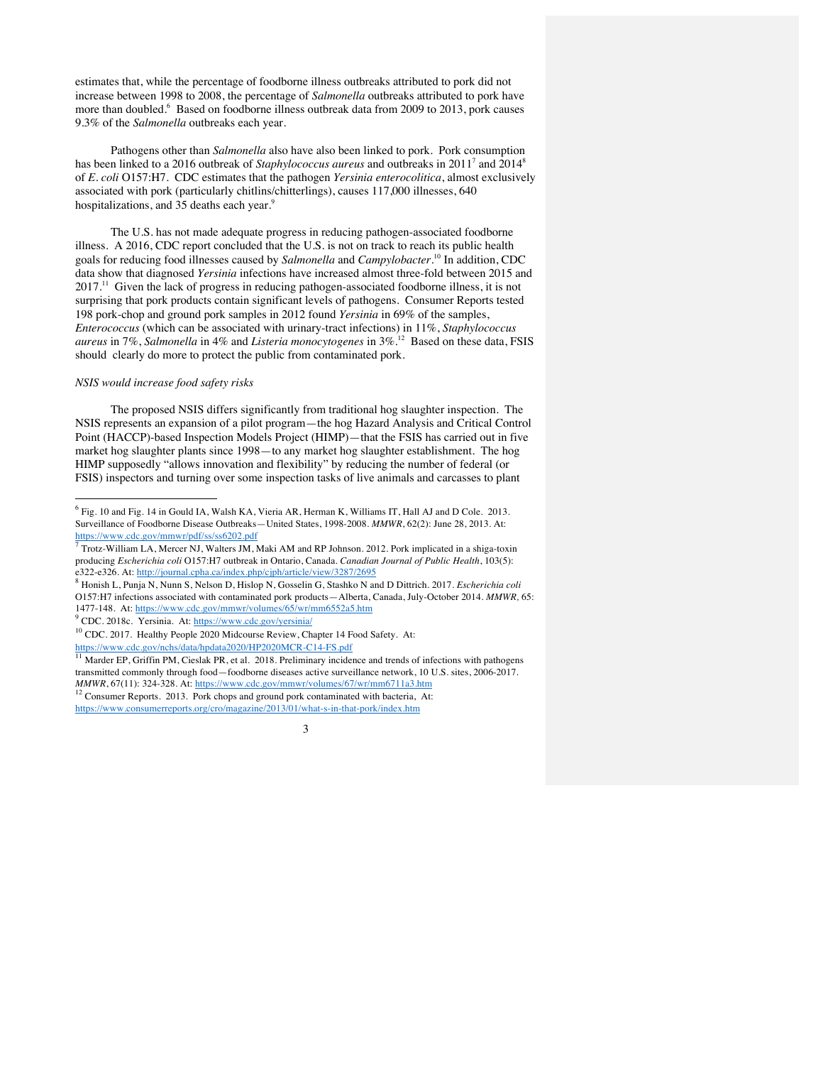estimates that, while the percentage of foodborne illness outbreaks attributed to pork did not increase between 1998 to 2008, the percentage of *Salmonella* outbreaks attributed to pork have more than doubled.[6] Based on foodborne illness outbreak data from 2009 to 2013, pork causes 9.3% of the *Salmonella* outbreaks each year.

Pathogens other than *Salmonella* also have also been linked to pork. Pork consumption has been linked to a 2016 outbreak of *Staphylococcus aureus* and outbreaks in 2011[7] and 2014[8] of *E. coli* O157:H7. CDC estimates that the pathogen *Yersinia enterocolitica*, almost exclusively associated with pork (particularly chitlins/chitterlings), causes 117,000 illnesses, 640 hospitalizations, and 35 deaths each year.[9]

The U.S. has not made adequate progress in reducing pathogen-associated foodborne illness. A 2016, CDC report concluded that the U.S. is not on track to reach its public health goals for reducing food illnesses caused by *Salmonella* and *Campylobacter*.[10] In addition, CDC data show that diagnosed *Yersinia* infections have increased almost three-fold between 2015 and 2017.[11] Given the lack of progress in reducing pathogen-associated foodborne illness, it is not surprising that pork products contain significant levels of pathogens. Consumer Reports tested 198 pork-chop and ground pork samples in 2012 found *Yersinia* in 69% of the samples, *Enterococcus* (which can be associated with urinary-tract infections) in 11%, *Staphylococcus aureus* in 7%, *Salmonella* in 4% and *Listeria monocytogenes* in 3%.[12] Based on these data, FSIS should clearly do more to protect the public from contaminated pork.

*NSIS would increase food safety risks*

The proposed NSIS differs significantly from traditional hog slaughter inspection. The NSIS represents an expansion of a pilot program—the hog Hazard Analysis and Critical Control Point (HACCP)-based Inspection Models Project (HIMP)—that the FSIS has carried out in five market hog slaughter plants since 1998—to any market hog slaughter establishment. The hog HIMP supposedly "allows innovation and flexibility" by reducing the number of federal (or FSIS) inspectors and turning over some inspection tasks of live animals and carcasses to plant

---

[6] Fig. 10 and Fig. 14 in Gould IA, Walsh KA, Vieria AR, Herman K, Williams IT, Hall AJ and D Cole. 2013. Surveillance of Foodborne Disease Outbreaks—United States, 1998-2008. *MMWR*, 62(2): June 28, 2013. At: https://www.cdc.gov/mmwr/pdf/ss/ss6202.pdf

[7] Trotz-William LA, Mercer NJ, Walters JM, Maki AM and RP Johnson. 2012. Pork implicated in a shiga-toxin producing *Escherichia coli* O157:H7 outbreak in Ontario, Canada. *Canadian Journal of Public Health*, 103(5): e322-e326. At: http://journal.cpha.ca/index.php/cjph/article/view/3287/2695

[8] Honish L, Punja N, Nunn S, Nelson D, Hislop N, Gosselin G, Stashko N and D Dittrich. 2017. *Escherichia coli* O157:H7 infections associated with contaminated pork products—Alberta, Canada, July-October 2014. *MMWR*, 65: 1477-148. At: https://www.cdc.gov/mmwr/volumes/65/wr/mm6552a5.htm

[9] CDC. 2018c. Yersinia. At: https://www.cdc.gov/yersinia/

[10] CDC. 2017. Healthy People 2020 Midcourse Review, Chapter 14 Food Safety. At: https://www.cdc.gov/nchs/data/hpdata2020/HP2020MCR-C14-FS.pdf

[11] Marder EP, Griffin PM, Cieslak PR, et al. 2018. Preliminary incidence and trends of infections with pathogens transmitted commonly through food—foodborne diseases active surveillance network, 10 U.S. sites, 2006-2017. *MMWR*, 67(11): 324-328. At: https://www.cdc.gov/mmwr/volumes/67/wr/mm6711a3.htm

[12] Consumer Reports. 2013. Pork chops and ground pork contaminated with bacteria, At: https://www.consumerreports.org/cro/magazine/2013/01/what-s-in-that-pork/index.htm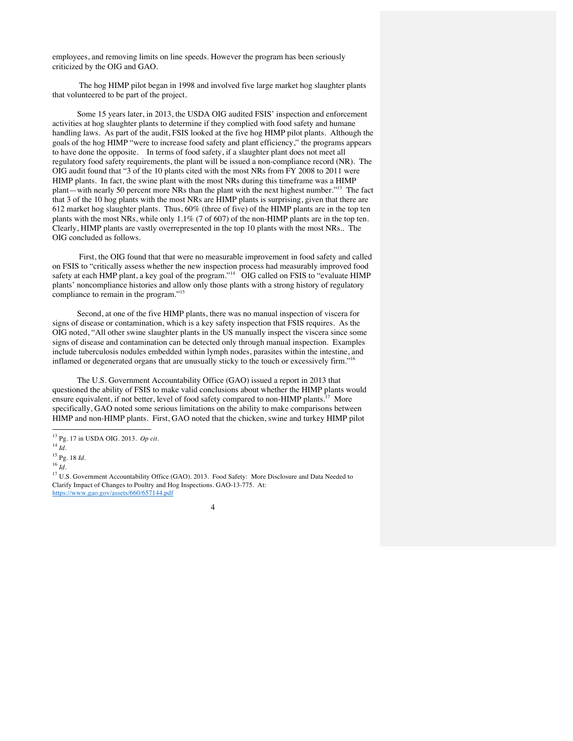employees, and removing limits on line speeds. However the program has been seriously criticized by the OIG and GAO.

The hog HIMP pilot began in 1998 and involved five large market hog slaughter plants that volunteered to be part of the project.

Some 15 years later, in 2013, the USDA OIG audited FSIS' inspection and enforcement activities at hog slaughter plants to determine if they complied with food safety and humane handling laws. As part of the audit, FSIS looked at the five hog HIMP pilot plants. Although the goals of the hog HIMP "were to increase food safety and plant efficiency," the programs appears to have done the opposite. In terms of food safety, if a slaughter plant does not meet all regulatory food safety requirements, the plant will be issued a non-compliance record (NR). The OIG audit found that "3 of the 10 plants cited with the most NRs from FY 2008 to 2011 were HIMP plants. In fact, the swine plant with the most NRs during this timeframe was a HIMP plant—with nearly 50 percent more NRs than the plant with the next highest number."[13] The fact that 3 of the 10 hog plants with the most NRs are HIMP plants is surprising, given that there are 612 market hog slaughter plants. Thus, 60% (three of five) of the HIMP plants are in the top ten plants with the most NRs, while only 1.1% (7 of 607) of the non-HIMP plants are in the top ten. Clearly, HIMP plants are vastly overrepresented in the top 10 plants with the most NRs.. The OIG concluded as follows.

First, the OIG found that that were no measurable improvement in food safety and called on FSIS to "critically assess whether the new inspection process had measurably improved food safety at each HMP plant, a key goal of the program."[14] OIG called on FSIS to "evaluate HIMP plants' noncompliance histories and allow only those plants with a strong history of regulatory compliance to remain in the program."[15]

Second, at one of the five HIMP plants, there was no manual inspection of viscera for signs of disease or contamination, which is a key safety inspection that FSIS requires. As the OIG noted, "All other swine slaughter plants in the US manually inspect the viscera since some signs of disease and contamination can be detected only through manual inspection. Examples include tuberculosis nodules embedded within lymph nodes, parasites within the intestine, and inflamed or degenerated organs that are unusually sticky to the touch or excessively firm."[16]

The U.S. Government Accountability Office (GAO) issued a report in 2013 that questioned the ability of FSIS to make valid conclusions about whether the HIMP plants would ensure equivalent, if not better, level of food safety compared to non-HIMP plants.[17] More specifically, GAO noted some serious limitations on the ability to make comparisons between HIMP and non-HIMP plants. First, GAO noted that the chicken, swine and turkey HIMP pilot

---

[13] Pg. 17 in USDA OIG. 2013. *Op cit.*

[14] *Id.*

[15] Pg. 18 *Id.*

[16] *Id.*

[17] U.S. Government Accountability Office (GAO). 2013. Food Safety: More Disclosure and Data Needed to Clarify Impact of Changes to Poultry and Hog Inspections. GAO-13-775. At: https://www.gao.gov/assets/660/657144.pdf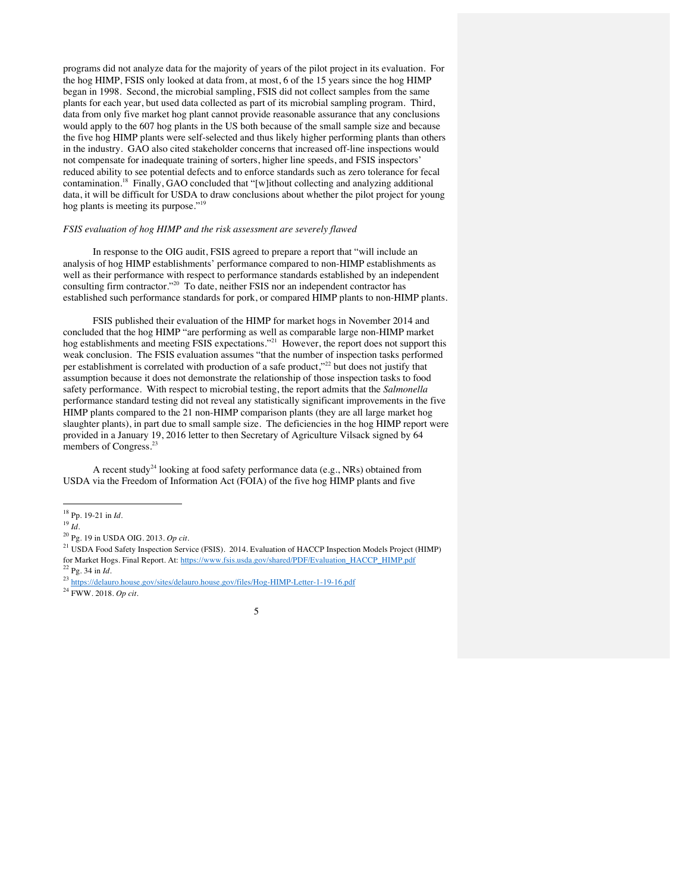programs did not analyze data for the majority of years of the pilot project in its evaluation. For the hog HIMP, FSIS only looked at data from, at most, 6 of the 15 years since the hog HIMP began in 1998. Second, the microbial sampling, FSIS did not collect samples from the same plants for each year, but used data collected as part of its microbial sampling program. Third, data from only five market hog plant cannot provide reasonable assurance that any conclusions would apply to the 607 hog plants in the US both because of the small sample size and because the five hog HIMP plants were self-selected and thus likely higher performing plants than others in the industry. GAO also cited stakeholder concerns that increased off-line inspections would not compensate for inadequate training of sorters, higher line speeds, and FSIS inspectors' reduced ability to see potential defects and to enforce standards such as zero tolerance for fecal contamination.[18] Finally, GAO concluded that "[w]ithout collecting and analyzing additional data, it will be difficult for USDA to draw conclusions about whether the pilot project for young hog plants is meeting its purpose."[19]

*FSIS evaluation of hog HIMP and the risk assessment are severely flawed*

In response to the OIG audit, FSIS agreed to prepare a report that "will include an analysis of hog HIMP establishments' performance compared to non-HIMP establishments as well as their performance with respect to performance standards established by an independent consulting firm contractor."[20] To date, neither FSIS nor an independent contractor has established such performance standards for pork, or compared HIMP plants to non-HIMP plants.

FSIS published their evaluation of the HIMP for market hogs in November 2014 and concluded that the hog HIMP "are performing as well as comparable large non-HIMP market hog establishments and meeting FSIS expectations."[21] However, the report does not support this weak conclusion. The FSIS evaluation assumes "that the number of inspection tasks performed per establishment is correlated with production of a safe product,"[22] but does not justify that assumption because it does not demonstrate the relationship of those inspection tasks to food safety performance. With respect to microbial testing, the report admits that the *Salmonella* performance standard testing did not reveal any statistically significant improvements in the five HIMP plants compared to the 21 non-HIMP comparison plants (they are all large market hog slaughter plants), in part due to small sample size. The deficiencies in the hog HIMP report were provided in a January 19, 2016 letter to then Secretary of Agriculture Vilsack signed by 64 members of Congress.[23]

A recent study[24] looking at food safety performance data (e.g., NRs) obtained from USDA via the Freedom of Information Act (FOIA) of the five hog HIMP plants and five

---

[18] Pp. 19-21 in *Id*.

[19] *Id*.

[20] Pg. 19 in USDA OIG. 2013. *Op cit*.

[21] USDA Food Safety Inspection Service (FSIS). 2014. Evaluation of HACCP Inspection Models Project (HIMP) for Market Hogs. Final Report. At: https://www.fsis.usda.gov/shared/PDF/Evaluation_HACCP_HIMP.pdf

[22] Pg. 34 in *Id*.

[23] https://delauro.house.gov/sites/delauro.house.gov/files/Hog-HIMP-Letter-1-19-16.pdf

[24] FWW. 2018. *Op cit*.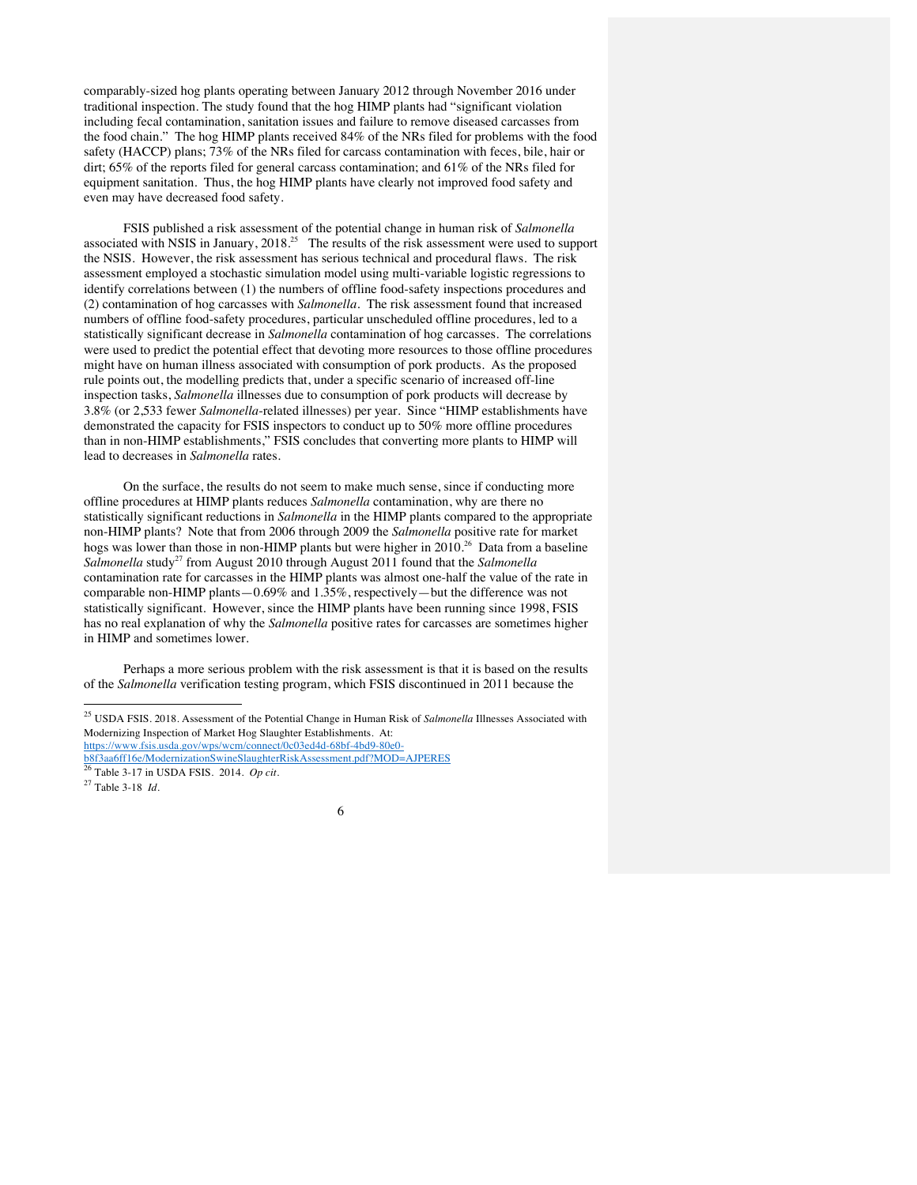comparably-sized hog plants operating between January 2012 through November 2016 under traditional inspection. The study found that the hog HIMP plants had "significant violation including fecal contamination, sanitation issues and failure to remove diseased carcasses from the food chain." The hog HIMP plants received 84% of the NRs filed for problems with the food safety (HACCP) plans; 73% of the NRs filed for carcass contamination with feces, bile, hair or dirt; 65% of the reports filed for general carcass contamination; and 61% of the NRs filed for equipment sanitation. Thus, the hog HIMP plants have clearly not improved food safety and even may have decreased food safety.

FSIS published a risk assessment of the potential change in human risk of *Salmonella* associated with NSIS in January, 2018.[25] The results of the risk assessment were used to support the NSIS. However, the risk assessment has serious technical and procedural flaws. The risk assessment employed a stochastic simulation model using multi-variable logistic regressions to identify correlations between (1) the numbers of offline food-safety inspections procedures and (2) contamination of hog carcasses with *Salmonella*. The risk assessment found that increased numbers of offline food-safety procedures, particular unscheduled offline procedures, led to a statistically significant decrease in *Salmonella* contamination of hog carcasses. The correlations were used to predict the potential effect that devoting more resources to those offline procedures might have on human illness associated with consumption of pork products. As the proposed rule points out, the modelling predicts that, under a specific scenario of increased off-line inspection tasks, *Salmonella* illnesses due to consumption of pork products will decrease by 3.8% (or 2,533 fewer *Salmonella*-related illnesses) per year. Since "HIMP establishments have demonstrated the capacity for FSIS inspectors to conduct up to 50% more offline procedures than in non-HIMP establishments," FSIS concludes that converting more plants to HIMP will lead to decreases in *Salmonella* rates.

On the surface, the results do not seem to make much sense, since if conducting more offline procedures at HIMP plants reduces *Salmonella* contamination, why are there no statistically significant reductions in *Salmonella* in the HIMP plants compared to the appropriate non-HIMP plants? Note that from 2006 through 2009 the *Salmonella* positive rate for market hogs was lower than those in non-HIMP plants but were higher in 2010.[26] Data from a baseline *Salmonella* study[27] from August 2010 through August 2011 found that the *Salmonella* contamination rate for carcasses in the HIMP plants was almost one-half the value of the rate in comparable non-HIMP plants—0.69% and 1.35%, respectively—but the difference was not statistically significant. However, since the HIMP plants have been running since 1998, FSIS has no real explanation of why the *Salmonella* positive rates for carcasses are sometimes higher in HIMP and sometimes lower.

Perhaps a more serious problem with the risk assessment is that it is based on the results of the *Salmonella* verification testing program, which FSIS discontinued in 2011 because the

---

[25] USDA FSIS. 2018. Assessment of the Potential Change in Human Risk of *Salmonella* Illnesses Associated with Modernizing Inspection of Market Hog Slaughter Establishments. At: https://www.fsis.usda.gov/wps/wcm/connect/0c03ed4d-68bf-4bd9-80e0-b8f3aa6ff16e/ModernizationSwineSlaughterRiskAssessment.pdf?MOD=AJPERES

[26] Table 3-17 in USDA FSIS. 2014. *Op cit*.

[27] Table 3-18 *Id*.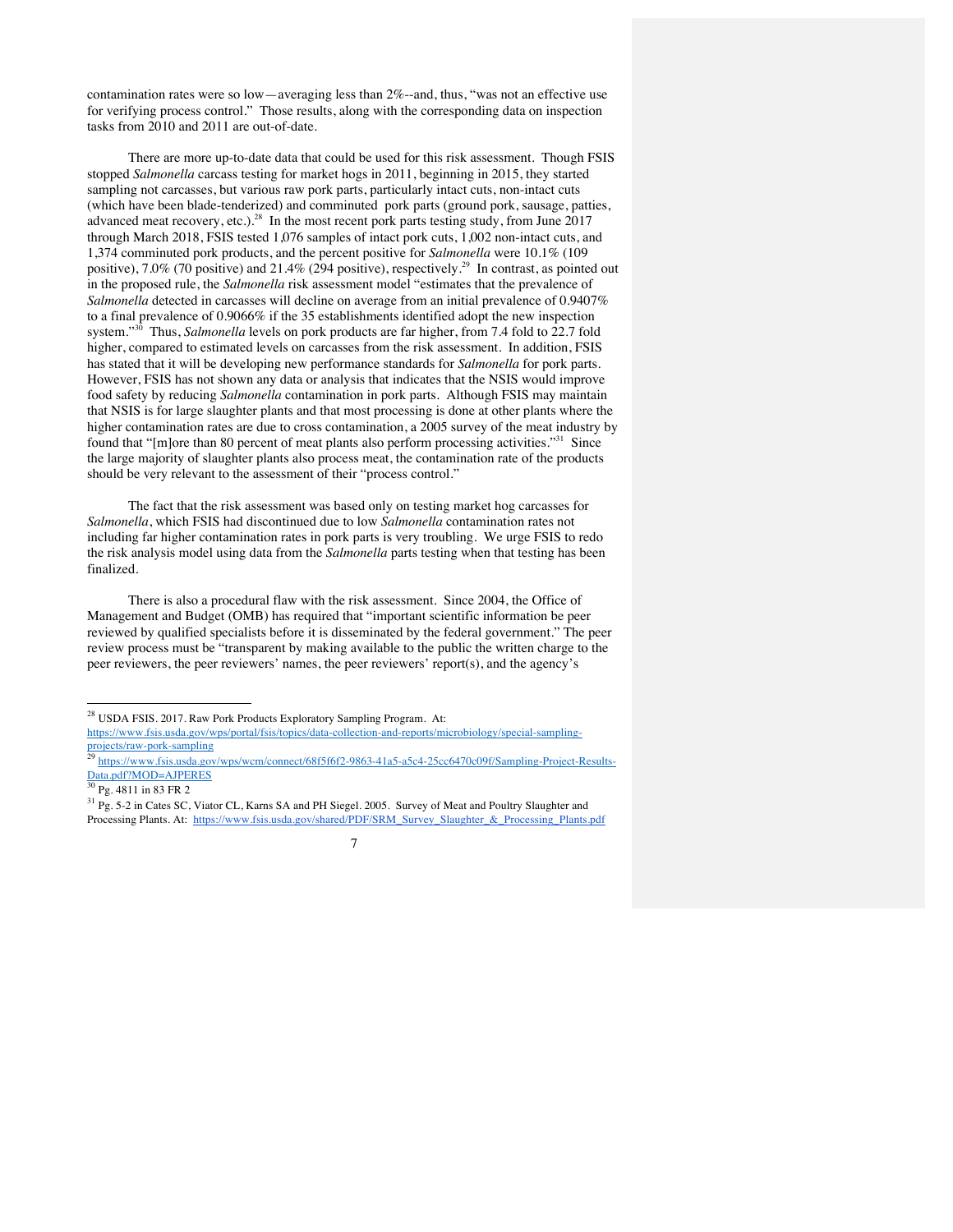contamination rates were so low—averaging less than 2%--and, thus, "was not an effective use for verifying process control." Those results, along with the corresponding data on inspection tasks from 2010 and 2011 are out-of-date.

There are more up-to-date data that could be used for this risk assessment. Though FSIS stopped *Salmonella* carcass testing for market hogs in 2011, beginning in 2015, they started sampling not carcasses, but various raw pork parts, particularly intact cuts, non-intact cuts (which have been blade-tenderized) and comminuted pork parts (ground pork, sausage, patties, advanced meat recovery, etc.).[28] In the most recent pork parts testing study, from June 2017 through March 2018, FSIS tested 1,076 samples of intact pork cuts, 1,002 non-intact cuts, and 1,374 comminuted pork products, and the percent positive for *Salmonella* were 10.1% (109 positive), 7.0% (70 positive) and 21.4% (294 positive), respectively.[29] In contrast, as pointed out in the proposed rule, the *Salmonella* risk assessment model "estimates that the prevalence of *Salmonella* detected in carcasses will decline on average from an initial prevalence of 0.9407% to a final prevalence of 0.9066% if the 35 establishments identified adopt the new inspection system."[30] Thus, *Salmonella* levels on pork products are far higher, from 7.4 fold to 22.7 fold higher, compared to estimated levels on carcasses from the risk assessment. In addition, FSIS has stated that it will be developing new performance standards for *Salmonella* for pork parts. However, FSIS has not shown any data or analysis that indicates that the NSIS would improve food safety by reducing *Salmonella* contamination in pork parts. Although FSIS may maintain that NSIS is for large slaughter plants and that most processing is done at other plants where the higher contamination rates are due to cross contamination, a 2005 survey of the meat industry by found that "[m]ore than 80 percent of meat plants also perform processing activities."[31] Since the large majority of slaughter plants also process meat, the contamination rate of the products should be very relevant to the assessment of their "process control."

The fact that the risk assessment was based only on testing market hog carcasses for *Salmonella*, which FSIS had discontinued due to low *Salmonella* contamination rates not including far higher contamination rates in pork parts is very troubling. We urge FSIS to redo the risk analysis model using data from the *Salmonella* parts testing when that testing has been finalized.

There is also a procedural flaw with the risk assessment. Since 2004, the Office of Management and Budget (OMB) has required that "important scientific information be peer reviewed by qualified specialists before it is disseminated by the federal government." The peer review process must be "transparent by making available to the public the written charge to the peer reviewers, the peer reviewers' names, the peer reviewers' report(s), and the agency's

---

[28] USDA FSIS. 2017. Raw Pork Products Exploratory Sampling Program. At: https://www.fsis.usda.gov/wps/portal/fsis/topics/data-collection-and-reports/microbiology/special-sampling-projects/raw-pork-sampling

[29] https://www.fsis.usda.gov/wps/wcm/connect/68f5f6f2-9863-41a5-a5c4-25cc6470c09f/Sampling-Project-Results-Data.pdf?MOD=AJPERES

[30] Pg. 4811 in 83 FR 2

[31] Pg. 5-2 in Cates SC, Viator CL, Karns SA and PH Siegel. 2005. Survey of Meat and Poultry Slaughter and Processing Plants. At: https://www.fsis.usda.gov/shared/PDF/SRM_Survey_Slaughter_&_Processing_Plants.pdf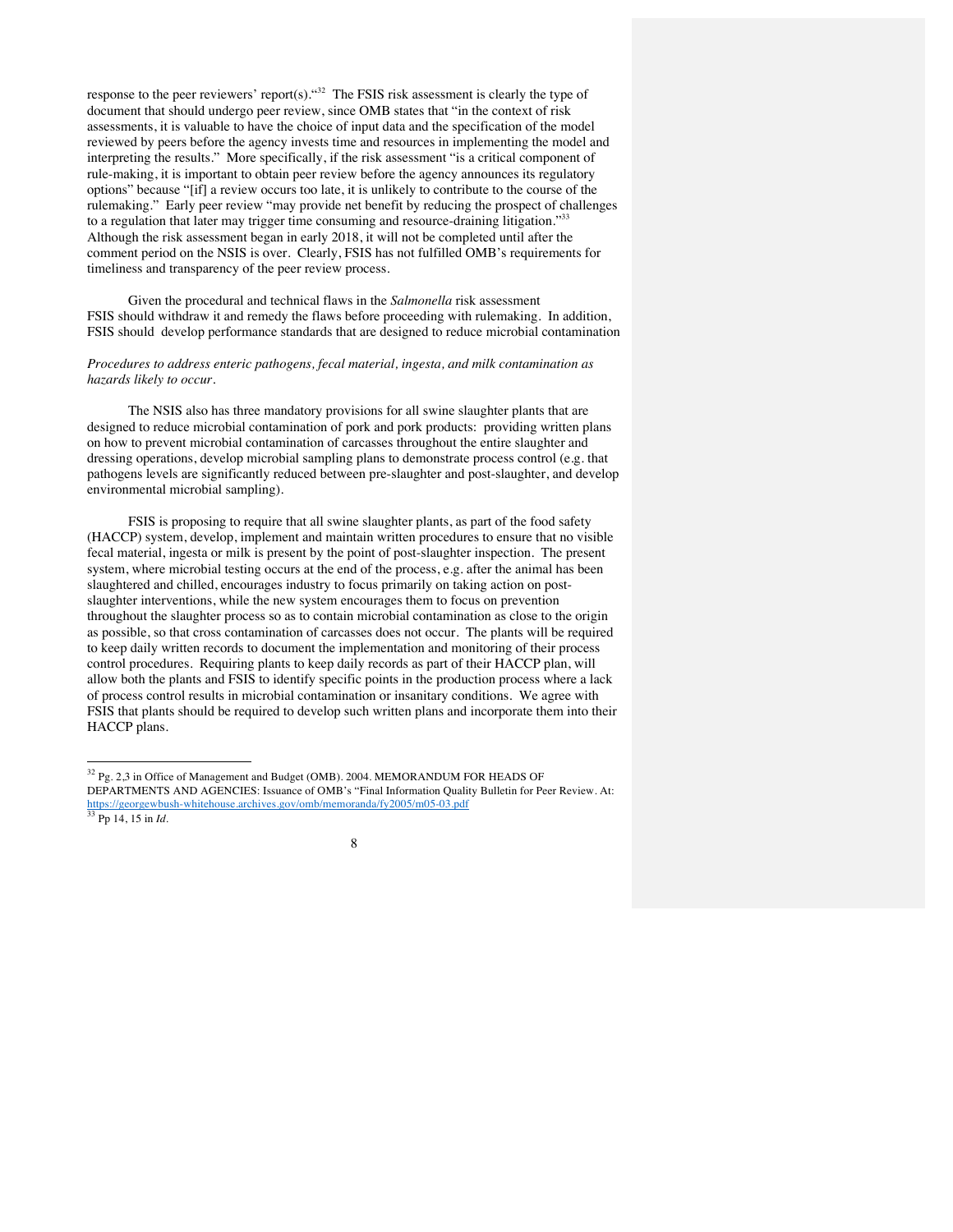response to the peer reviewers' report(s)."[32] The FSIS risk assessment is clearly the type of document that should undergo peer review, since OMB states that "in the context of risk assessments, it is valuable to have the choice of input data and the specification of the model reviewed by peers before the agency invests time and resources in implementing the model and interpreting the results." More specifically, if the risk assessment "is a critical component of rule-making, it is important to obtain peer review before the agency announces its regulatory options" because "[if] a review occurs too late, it is unlikely to contribute to the course of the rulemaking." Early peer review "may provide net benefit by reducing the prospect of challenges to a regulation that later may trigger time consuming and resource-draining litigation."[33] Although the risk assessment began in early 2018, it will not be completed until after the comment period on the NSIS is over. Clearly, FSIS has not fulfilled OMB's requirements for timeliness and transparency of the peer review process.

Given the procedural and technical flaws in the *Salmonella* risk assessment FSIS should withdraw it and remedy the flaws before proceeding with rulemaking. In addition, FSIS should develop performance standards that are designed to reduce microbial contamination

*Procedures to address enteric pathogens, fecal material, ingesta, and milk contamination as hazards likely to occur.*

The NSIS also has three mandatory provisions for all swine slaughter plants that are designed to reduce microbial contamination of pork and pork products: providing written plans on how to prevent microbial contamination of carcasses throughout the entire slaughter and dressing operations, develop microbial sampling plans to demonstrate process control (e.g. that pathogens levels are significantly reduced between pre-slaughter and post-slaughter, and develop environmental microbial sampling).

FSIS is proposing to require that all swine slaughter plants, as part of the food safety (HACCP) system, develop, implement and maintain written procedures to ensure that no visible fecal material, ingesta or milk is present by the point of post-slaughter inspection. The present system, where microbial testing occurs at the end of the process, e.g. after the animal has been slaughtered and chilled, encourages industry to focus primarily on taking action on post-slaughter interventions, while the new system encourages them to focus on prevention throughout the slaughter process so as to contain microbial contamination as close to the origin as possible, so that cross contamination of carcasses does not occur. The plants will be required to keep daily written records to document the implementation and monitoring of their process control procedures. Requiring plants to keep daily records as part of their HACCP plan, will allow both the plants and FSIS to identify specific points in the production process where a lack of process control results in microbial contamination or insanitary conditions. We agree with FSIS that plants should be required to develop such written plans and incorporate them into their HACCP plans.

---

[32] Pg. 2,3 in Office of Management and Budget (OMB). 2004. MEMORANDUM FOR HEADS OF DEPARTMENTS AND AGENCIES: Issuance of OMB's "Final Information Quality Bulletin for Peer Review. At: https://georgewbush-whitehouse.archives.gov/omb/memoranda/fy2005/m05-03.pdf

[33] Pp 14, 15 in *Id*.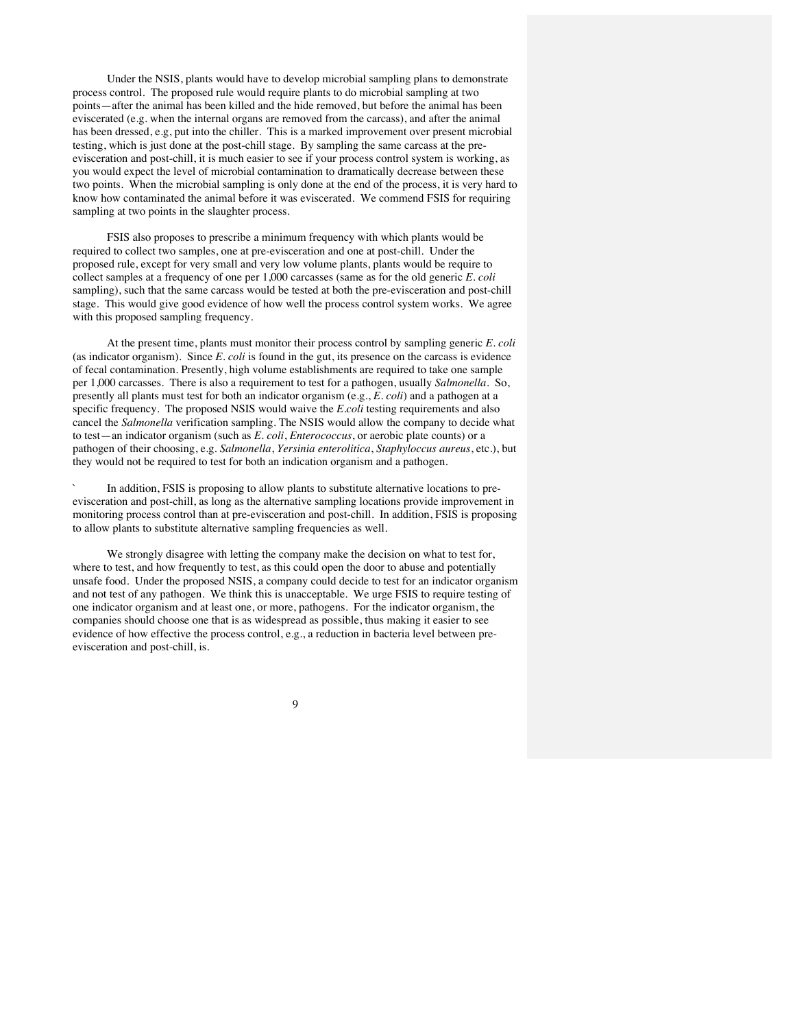Under the NSIS, plants would have to develop microbial sampling plans to demonstrate process control. The proposed rule would require plants to do microbial sampling at two points—after the animal has been killed and the hide removed, but before the animal has been eviscerated (e.g. when the internal organs are removed from the carcass), and after the animal has been dressed, e.g, put into the chiller. This is a marked improvement over present microbial testing, which is just done at the post-chill stage. By sampling the same carcass at the pre-evisceration and post-chill, it is much easier to see if your process control system is working, as you would expect the level of microbial contamination to dramatically decrease between these two points. When the microbial sampling is only done at the end of the process, it is very hard to know how contaminated the animal before it was eviscerated. We commend FSIS for requiring sampling at two points in the slaughter process.

FSIS also proposes to prescribe a minimum frequency with which plants would be required to collect two samples, one at pre-evisceration and one at post-chill. Under the proposed rule, except for very small and very low volume plants, plants would be require to collect samples at a frequency of one per 1,000 carcasses (same as for the old generic *E. coli* sampling), such that the same carcass would be tested at both the pre-evisceration and post-chill stage. This would give good evidence of how well the process control system works. We agree with this proposed sampling frequency.

At the present time, plants must monitor their process control by sampling generic *E. coli* (as indicator organism). Since *E. coli* is found in the gut, its presence on the carcass is evidence of fecal contamination. Presently, high volume establishments are required to take one sample per 1,000 carcasses. There is also a requirement to test for a pathogen, usually *Salmonella*. So, presently all plants must test for both an indicator organism (e.g., *E. coli*) and a pathogen at a specific frequency. The proposed NSIS would waive the *E.coli* testing requirements and also cancel the *Salmonella* verification sampling. The NSIS would allow the company to decide what to test—an indicator organism (such as *E. coli*, *Enterococcus*, or aerobic plate counts) or a pathogen of their choosing, e.g. *Salmonella*, *Yersinia enterolitica*, *Staphyloccus aureus*, etc.), but they would not be required to test for both an indication organism and a pathogen.

` In addition, FSIS is proposing to allow plants to substitute alternative locations to pre-evisceration and post-chill, as long as the alternative sampling locations provide improvement in monitoring process control than at pre-evisceration and post-chill. In addition, FSIS is proposing to allow plants to substitute alternative sampling frequencies as well.

We strongly disagree with letting the company make the decision on what to test for, where to test, and how frequently to test, as this could open the door to abuse and potentially unsafe food. Under the proposed NSIS, a company could decide to test for an indicator organism and not test of any pathogen. We think this is unacceptable. We urge FSIS to require testing of one indicator organism and at least one, or more, pathogens. For the indicator organism, the companies should choose one that is as widespread as possible, thus making it easier to see evidence of how effective the process control, e.g., a reduction in bacteria level between pre-evisceration and post-chill, is.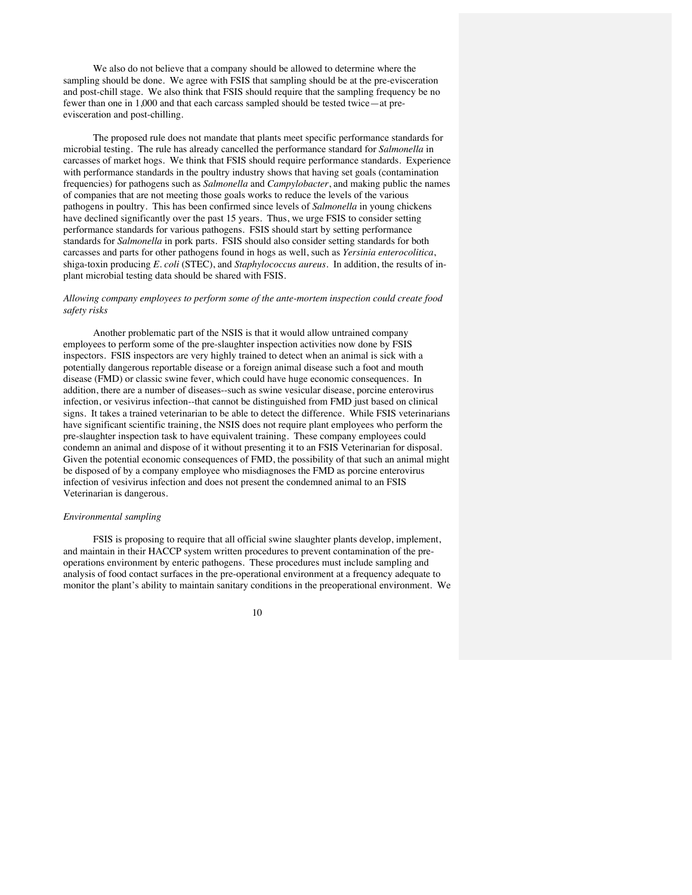We also do not believe that a company should be allowed to determine where the sampling should be done. We agree with FSIS that sampling should be at the pre-evisceration and post-chill stage. We also think that FSIS should require that the sampling frequency be no fewer than one in 1,000 and that each carcass sampled should be tested twice—at pre-evisceration and post-chilling.

The proposed rule does not mandate that plants meet specific performance standards for microbial testing. The rule has already cancelled the performance standard for *Salmonella* in carcasses of market hogs. We think that FSIS should require performance standards. Experience with performance standards in the poultry industry shows that having set goals (contamination frequencies) for pathogens such as *Salmonella* and *Campylobacter*, and making public the names of companies that are not meeting those goals works to reduce the levels of the various pathogens in poultry. This has been confirmed since levels of *Salmonella* in young chickens have declined significantly over the past 15 years. Thus, we urge FSIS to consider setting performance standards for various pathogens. FSIS should start by setting performance standards for *Salmonella* in pork parts. FSIS should also consider setting standards for both carcasses and parts for other pathogens found in hogs as well, such as *Yersinia enterocolitica*, shiga-toxin producing *E. coli* (STEC), and *Staphylococcus aureus*. In addition, the results of in-plant microbial testing data should be shared with FSIS.

*Allowing company employees to perform some of the ante-mortem inspection could create food safety risks*

Another problematic part of the NSIS is that it would allow untrained company employees to perform some of the pre-slaughter inspection activities now done by FSIS inspectors. FSIS inspectors are very highly trained to detect when an animal is sick with a potentially dangerous reportable disease or a foreign animal disease such a foot and mouth disease (FMD) or classic swine fever, which could have huge economic consequences. In addition, there are a number of diseases--such as swine vesicular disease, porcine enterovirus infection, or vesivirus infection--that cannot be distinguished from FMD just based on clinical signs. It takes a trained veterinarian to be able to detect the difference. While FSIS veterinarians have significant scientific training, the NSIS does not require plant employees who perform the pre-slaughter inspection task to have equivalent training. These company employees could condemn an animal and dispose of it without presenting it to an FSIS Veterinarian for disposal. Given the potential economic consequences of FMD, the possibility of that such an animal might be disposed of by a company employee who misdiagnoses the FMD as porcine enterovirus infection of vesivirus infection and does not present the condemned animal to an FSIS Veterinarian is dangerous.

*Environmental sampling*

FSIS is proposing to require that all official swine slaughter plants develop, implement, and maintain in their HACCP system written procedures to prevent contamination of the pre-operations environment by enteric pathogens. These procedures must include sampling and analysis of food contact surfaces in the pre-operational environment at a frequency adequate to monitor the plant's ability to maintain sanitary conditions in the preoperational environment. We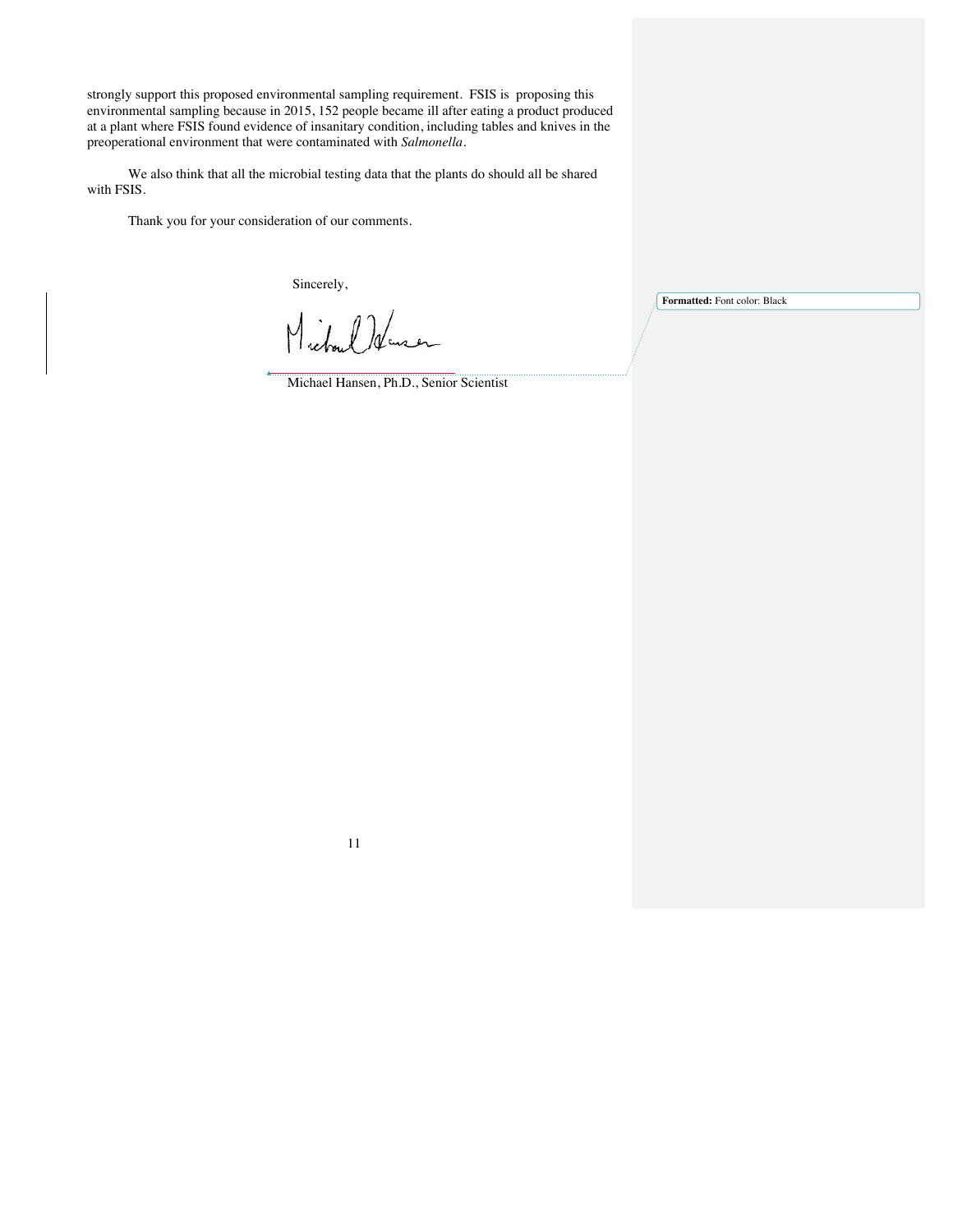strongly support this proposed environmental sampling requirement. FSIS is proposing this environmental sampling because in 2015, 152 people became ill after eating a product produced at a plant where FSIS found evidence of insanitary condition, including tables and knives in the preoperational environment that were contaminated with *Salmonella*.

We also think that all the microbial testing data that the plants do should all be shared with FSIS.

Thank you for your consideration of our comments.

Sincerely,

Michael Hansen, Ph.D., Senior Scientist

**Formatted:** Font color: Black